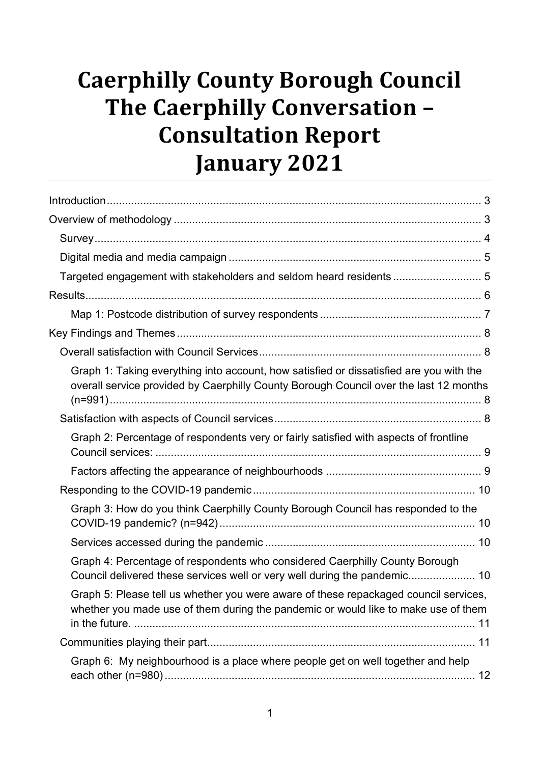# Caerphilly County Borough Council The Caerphilly Conversation – Consultation Report January 2021

Introduction ........................................................................................................................... 3

Overview of methodology .................................................................................................... 3

- Survey .............................................................................................................................. 4
- Digital media and media campaign .................................................................................. 5
- Targeted engagement with stakeholders and seldom heard residents ............................ 5

Results .................................................................................................................................. 6

- Map 1: Postcode distribution of survey respondents .................................................... 7

Key Findings and Themes ................................................................................................... 8

- Overall satisfaction with Council Services ........................................................................ 8
  - Graph 1: Taking everything into account, how satisfied or dissatisfied are you with the overall service provided by Caerphilly County Borough Council over the last 12 months (n=991) ......................................................................................................................... 8
- Satisfaction with aspects of Council services ................................................................... 8
  - Graph 2: Percentage of respondents very or fairly satisfied with aspects of frontline Council services: ........................................................................................................... 9
  - Factors affecting the appearance of neighbourhoods .................................................. 9
- Responding to the COVID-19 pandemic ........................................................................ 10
  - Graph 3: How do you think Caerphilly County Borough Council has responded to the COVID-19 pandemic? (n=942) .................................................................................. 10
  - Services accessed during the pandemic .................................................................... 10
  - Graph 4: Percentage of respondents who considered Caerphilly County Borough Council delivered these services well or very well during the pandemic...................... 10
  - Graph 5: Please tell us whether you were aware of these repackaged council services, whether you made use of them during the pandemic or would like to make use of them in the future. ................................................................................................................ 11
- Communities playing their part ....................................................................................... 11
  - Graph 6: My neighbourhood is a place where people get on well together and help each other (n=980) ..................................................................................................... 12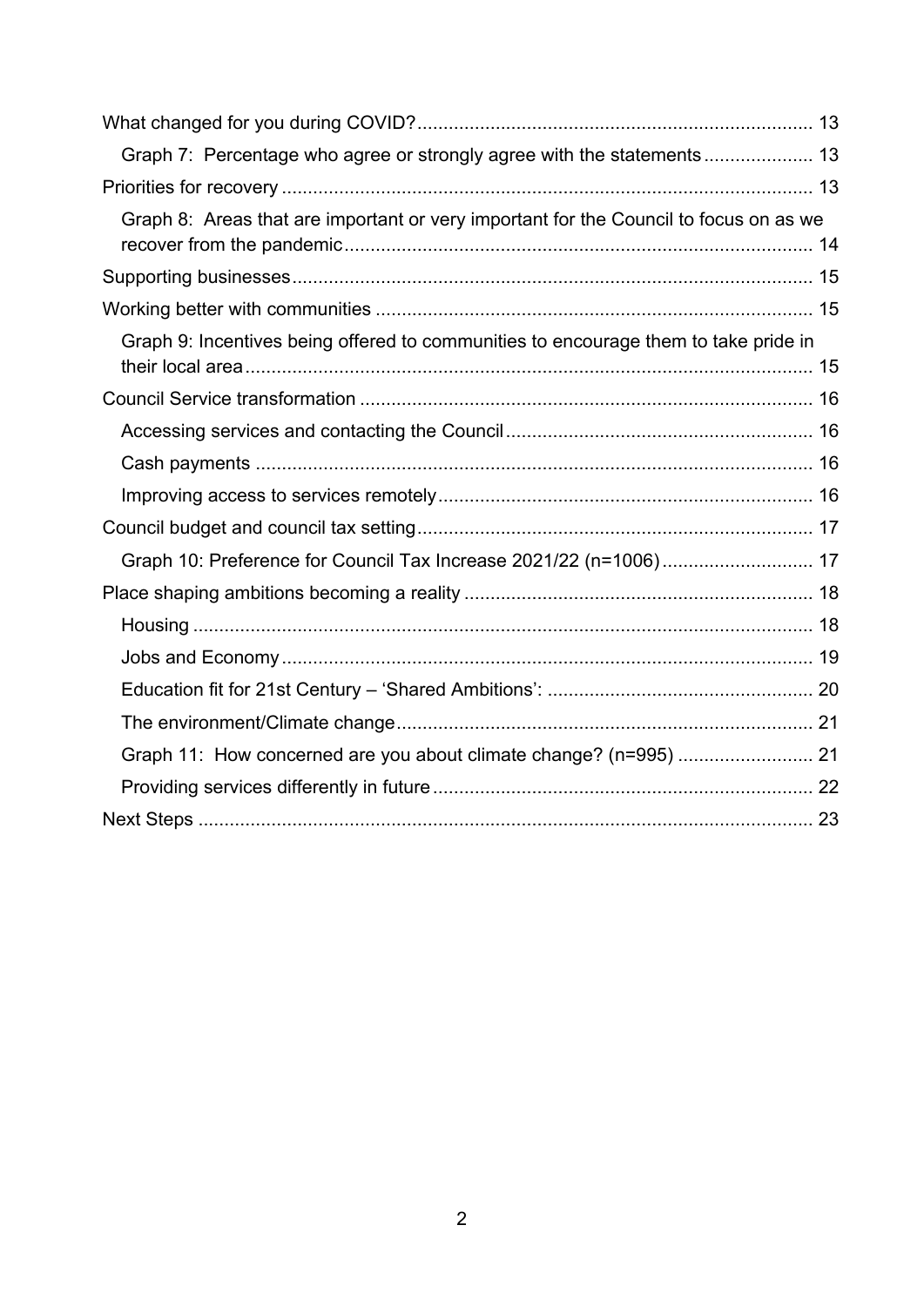- What changed for you during COVID? ... 13
  - Graph 7: Percentage who agree or strongly agree with the statements ... 13
- Priorities for recovery ... 13
  - Graph 8: Areas that are important or very important for the Council to focus on as we recover from the pandemic ... 14
- Supporting businesses ... 15
- Working better with communities ... 15
  - Graph 9: Incentives being offered to communities to encourage them to take pride in their local area ... 15
- Council Service transformation ... 16
  - Accessing services and contacting the Council ... 16
  - Cash payments ... 16
  - Improving access to services remotely ... 16
- Council budget and council tax setting ... 17
  - Graph 10: Preference for Council Tax Increase 2021/22 (n=1006) ... 17
- Place shaping ambitions becoming a reality ... 18
  - Housing ... 18
  - Jobs and Economy ... 19
  - Education fit for 21st Century – 'Shared Ambitions': ... 20
  - The environment/Climate change ... 21
  - Graph 11: How concerned are you about climate change? (n=995) ... 21
  - Providing services differently in future ... 22
- Next Steps ... 23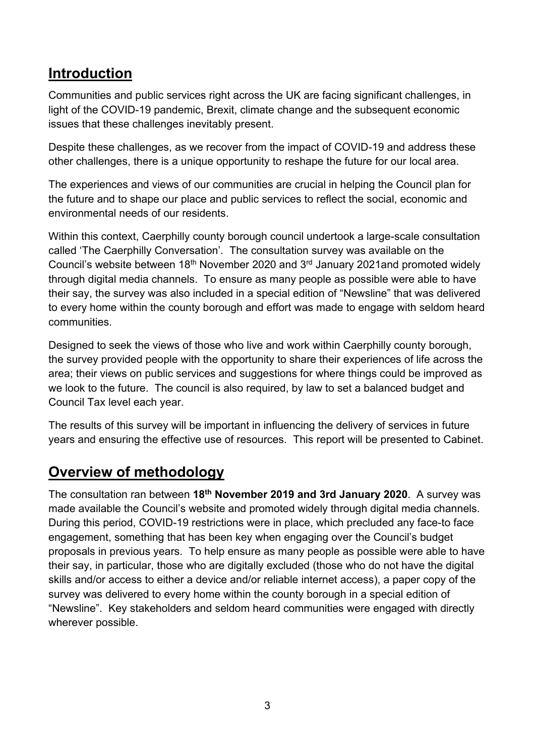## Introduction

Communities and public services right across the UK are facing significant challenges, in light of the COVID-19 pandemic, Brexit, climate change and the subsequent economic issues that these challenges inevitably present.

Despite these challenges, as we recover from the impact of COVID-19 and address these other challenges, there is a unique opportunity to reshape the future for our local area.

The experiences and views of our communities are crucial in helping the Council plan for the future and to shape our place and public services to reflect the social, economic and environmental needs of our residents.

Within this context, Caerphilly county borough council undertook a large-scale consultation called 'The Caerphilly Conversation'. The consultation survey was available on the Council's website between 18th November 2020 and 3rd January 2021and promoted widely through digital media channels. To ensure as many people as possible were able to have their say, the survey was also included in a special edition of "Newsline" that was delivered to every home within the county borough and effort was made to engage with seldom heard communities.

Designed to seek the views of those who live and work within Caerphilly county borough, the survey provided people with the opportunity to share their experiences of life across the area; their views on public services and suggestions for where things could be improved as we look to the future. The council is also required, by law to set a balanced budget and Council Tax level each year.

The results of this survey will be important in influencing the delivery of services in future years and ensuring the effective use of resources. This report will be presented to Cabinet.

## Overview of methodology

The consultation ran between **18th November 2019 and 3rd January 2020**. A survey was made available the Council's website and promoted widely through digital media channels. During this period, COVID-19 restrictions were in place, which precluded any face-to face engagement, something that has been key when engaging over the Council's budget proposals in previous years. To help ensure as many people as possible were able to have their say, in particular, those who are digitally excluded (those who do not have the digital skills and/or access to either a device and/or reliable internet access), a paper copy of the survey was delivered to every home within the county borough in a special edition of "Newsline". Key stakeholders and seldom heard communities were engaged with directly wherever possible.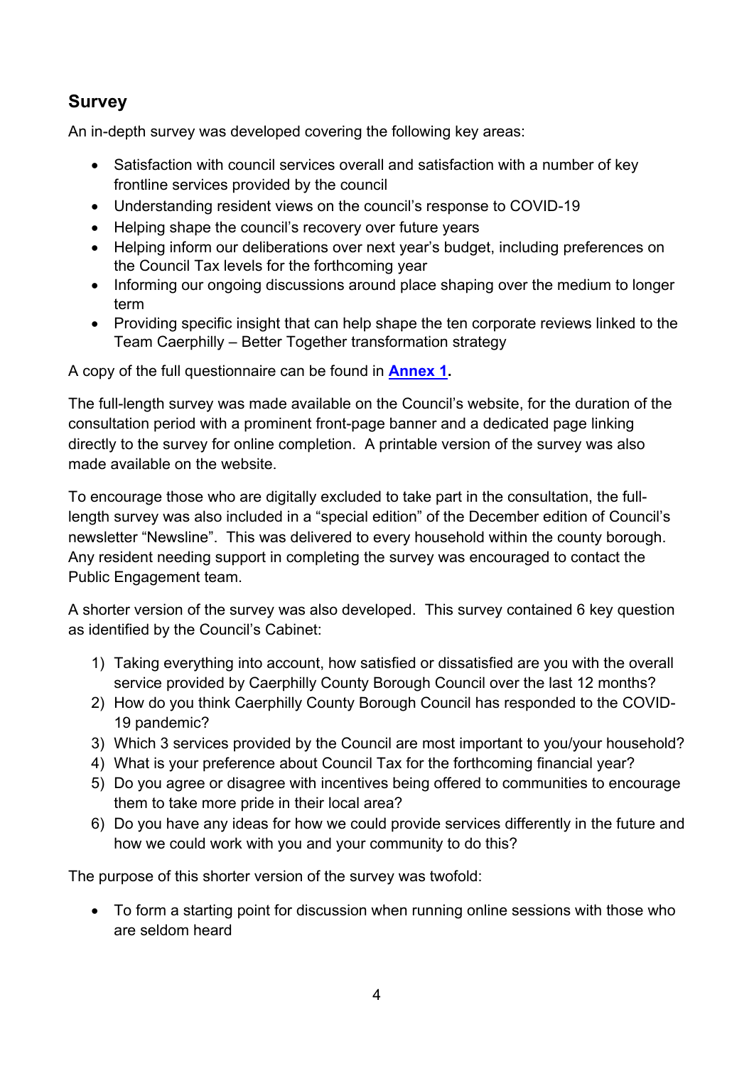## Survey

An in-depth survey was developed covering the following key areas:

- Satisfaction with council services overall and satisfaction with a number of key frontline services provided by the council
- Understanding resident views on the council's response to COVID-19
- Helping shape the council's recovery over future years
- Helping inform our deliberations over next year's budget, including preferences on the Council Tax levels for the forthcoming year
- Informing our ongoing discussions around place shaping over the medium to longer term
- Providing specific insight that can help shape the ten corporate reviews linked to the Team Caerphilly – Better Together transformation strategy

A copy of the full questionnaire can be found in **Annex 1.**

The full-length survey was made available on the Council's website, for the duration of the consultation period with a prominent front-page banner and a dedicated page linking directly to the survey for online completion. A printable version of the survey was also made available on the website.

To encourage those who are digitally excluded to take part in the consultation, the full-length survey was also included in a "special edition" of the December edition of Council's newsletter "Newsline". This was delivered to every household within the county borough. Any resident needing support in completing the survey was encouraged to contact the Public Engagement team.

A shorter version of the survey was also developed. This survey contained 6 key question as identified by the Council's Cabinet:

1) Taking everything into account, how satisfied or dissatisfied are you with the overall service provided by Caerphilly County Borough Council over the last 12 months?
2) How do you think Caerphilly County Borough Council has responded to the COVID-19 pandemic?
3) Which 3 services provided by the Council are most important to you/your household?
4) What is your preference about Council Tax for the forthcoming financial year?
5) Do you agree or disagree with incentives being offered to communities to encourage them to take more pride in their local area?
6) Do you have any ideas for how we could provide services differently in the future and how we could work with you and your community to do this?

The purpose of this shorter version of the survey was twofold:

- To form a starting point for discussion when running online sessions with those who are seldom heard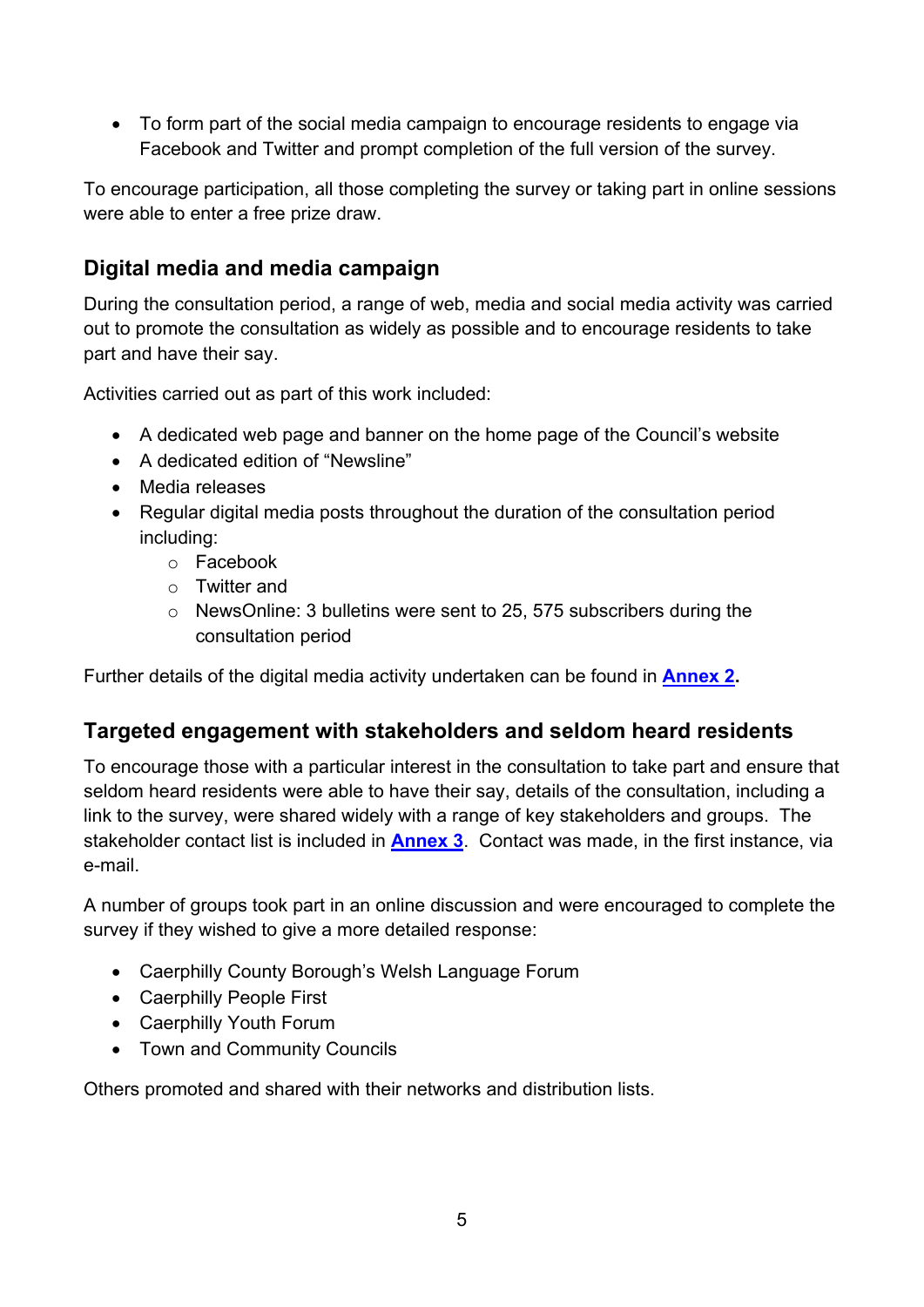- To form part of the social media campaign to encourage residents to engage via Facebook and Twitter and prompt completion of the full version of the survey.

To encourage participation, all those completing the survey or taking part in online sessions were able to enter a free prize draw.

## Digital media and media campaign

During the consultation period, a range of web, media and social media activity was carried out to promote the consultation as widely as possible and to encourage residents to take part and have their say.

Activities carried out as part of this work included:

- A dedicated web page and banner on the home page of the Council's website
- A dedicated edition of "Newsline"
- Media releases
- Regular digital media posts throughout the duration of the consultation period including:
    - Facebook
    - Twitter and
    - NewsOnline: 3 bulletins were sent to 25, 575 subscribers during the consultation period

Further details of the digital media activity undertaken can be found in **Annex 2.**

## Targeted engagement with stakeholders and seldom heard residents

To encourage those with a particular interest in the consultation to take part and ensure that seldom heard residents were able to have their say, details of the consultation, including a link to the survey, were shared widely with a range of key stakeholders and groups. The stakeholder contact list is included in **Annex 3**. Contact was made, in the first instance, via e-mail.

A number of groups took part in an online discussion and were encouraged to complete the survey if they wished to give a more detailed response:

- Caerphilly County Borough's Welsh Language Forum
- Caerphilly People First
- Caerphilly Youth Forum
- Town and Community Councils

Others promoted and shared with their networks and distribution lists.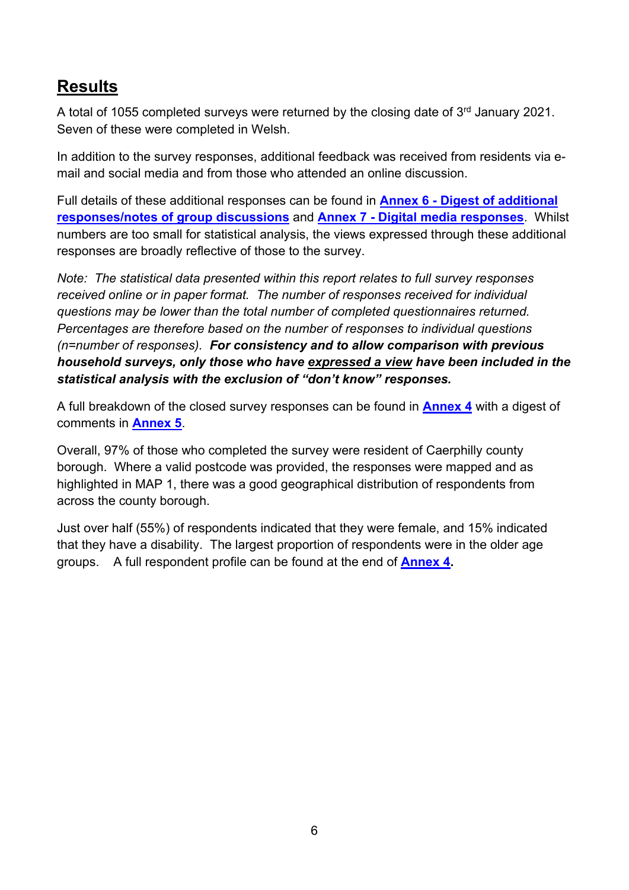## Results

A total of 1055 completed surveys were returned by the closing date of 3rd January 2021. Seven of these were completed in Welsh.

In addition to the survey responses, additional feedback was received from residents via e-mail and social media and from those who attended an online discussion.

Full details of these additional responses can be found in **Annex 6 - Digest of additional responses/notes of group discussions** and **Annex 7 - Digital media responses**. Whilst numbers are too small for statistical analysis, the views expressed through these additional responses are broadly reflective of those to the survey.

*Note: The statistical data presented within this report relates to full survey responses received online or in paper format. The number of responses received for individual questions may be lower than the total number of completed questionnaires returned. Percentages are therefore based on the number of responses to individual questions (n=number of responses).* ***For consistency and to allow comparison with previous household surveys, only those who have expressed a view have been included in the statistical analysis with the exclusion of "don't know" responses.***

A full breakdown of the closed survey responses can be found in **Annex 4** with a digest of comments in **Annex 5**.

Overall, 97% of those who completed the survey were resident of Caerphilly county borough. Where a valid postcode was provided, the responses were mapped and as highlighted in MAP 1, there was a good geographical distribution of respondents from across the county borough.

Just over half (55%) of respondents indicated that they were female, and 15% indicated that they have a disability. The largest proportion of respondents were in the older age groups. A full respondent profile can be found at the end of **Annex 4.**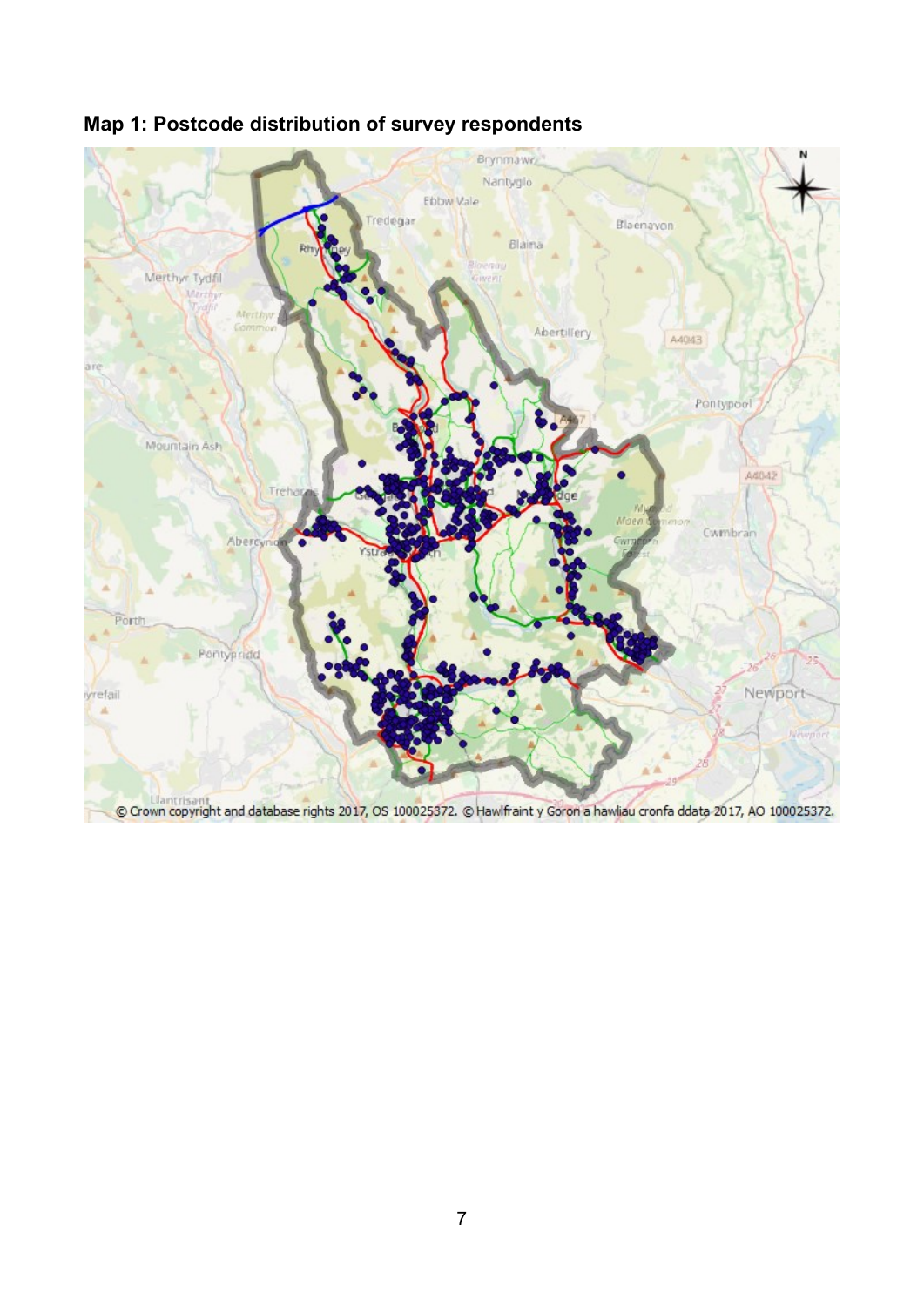**Map 1: Postcode distribution of survey respondents**

© Crown copyright and database rights 2017, OS 100025372. © Hawlfraint y Goron a hawliau cronfa ddata 2017, AO 100025372.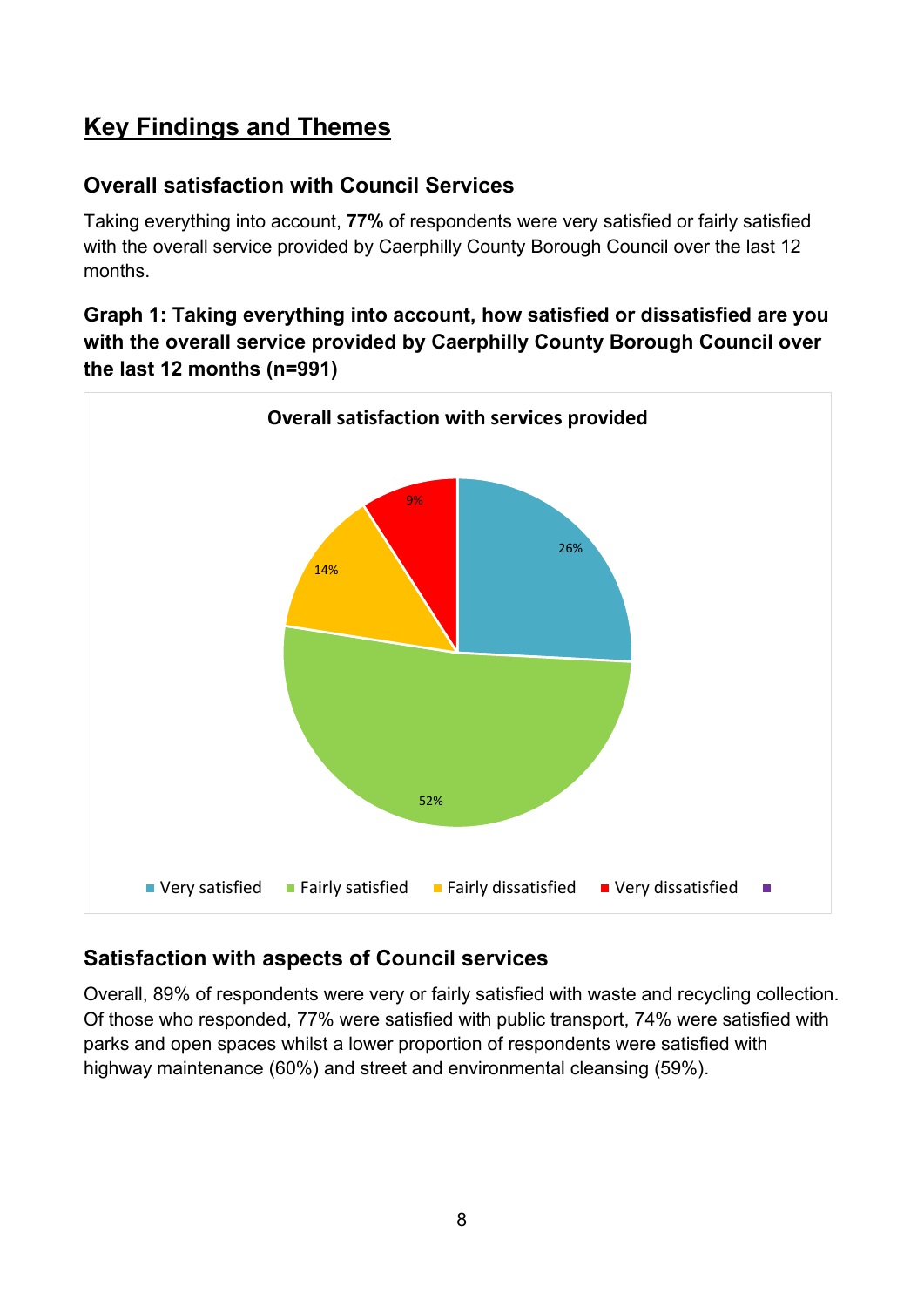# Key Findings and Themes

## Overall satisfaction with Council Services

Taking everything into account, **77%** of respondents were very satisfied or fairly satisfied with the overall service provided by Caerphilly County Borough Council over the last 12 months.

**Graph 1: Taking everything into account, how satisfied or dissatisfied are you with the overall service provided by Caerphilly County Borough Council over the last 12 months (n=991)**

**Overall satisfaction with services provided**

| Response | Percentage |
|---|---|
| Very satisfied | 26% |
| Fairly satisfied | 52% |
| Fairly dissatisfied | 14% |
| Very dissatisfied | 9% |

## Satisfaction with aspects of Council services

Overall, 89% of respondents were very or fairly satisfied with waste and recycling collection. Of those who responded, 77% were satisfied with public transport, 74% were satisfied with parks and open spaces whilst a lower proportion of respondents were satisfied with highway maintenance (60%) and street and environmental cleansing (59%).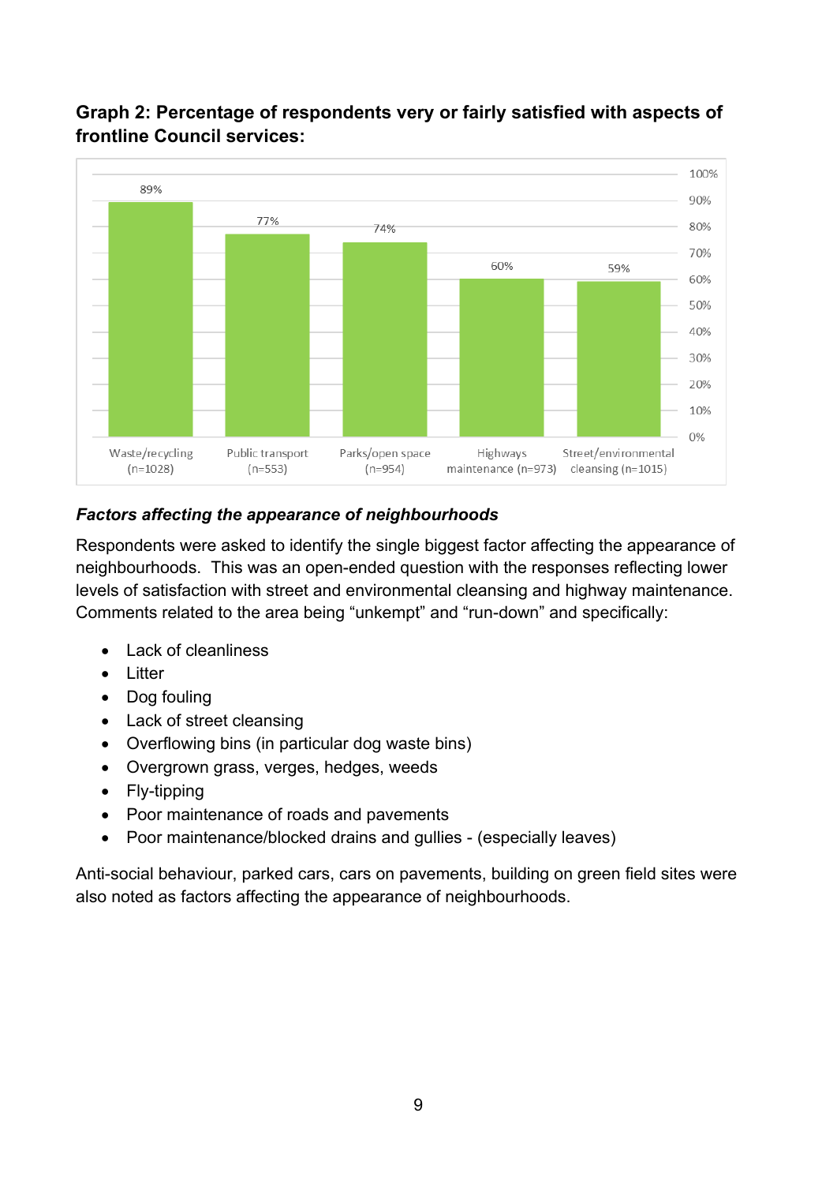**Graph 2: Percentage of respondents very or fairly satisfied with aspects of frontline Council services:**

| Service | % very or fairly satisfied |
|---|---|
| Waste/recycling (n=1028) | 89% |
| Public transport (n=553) | 77% |
| Parks/open space (n=954) | 74% |
| Highways maintenance (n=973) | 60% |
| Street/environmental cleansing (n=1015) | 59% |

### *Factors affecting the appearance of neighbourhoods*

Respondents were asked to identify the single biggest factor affecting the appearance of neighbourhoods. This was an open-ended question with the responses reflecting lower levels of satisfaction with street and environmental cleansing and highway maintenance. Comments related to the area being "unkempt" and "run-down" and specifically:

- Lack of cleanliness
- Litter
- Dog fouling
- Lack of street cleansing
- Overflowing bins (in particular dog waste bins)
- Overgrown grass, verges, hedges, weeds
- Fly-tipping
- Poor maintenance of roads and pavements
- Poor maintenance/blocked drains and gullies - (especially leaves)

Anti-social behaviour, parked cars, cars on pavements, building on green field sites were also noted as factors affecting the appearance of neighbourhoods.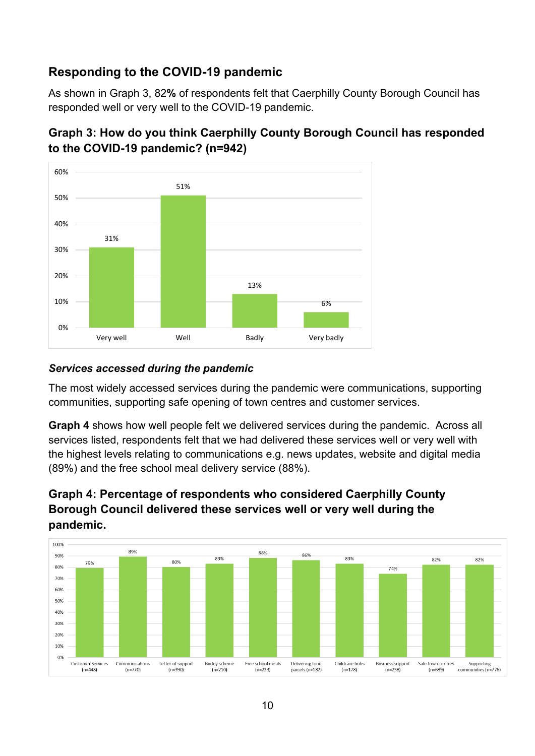## Responding to the COVID-19 pandemic

As shown in Graph 3, 82**%** of respondents felt that Caerphilly County Borough Council has responded well or very well to the COVID-19 pandemic.

### Graph 3: How do you think Caerphilly County Borough Council has responded to the COVID-19 pandemic? (n=942)

| Response | Percentage |
|---|---|
| Very well | 31% |
| Well | 51% |
| Badly | 13% |
| Very badly | 6% |

### *Services accessed during the pandemic*

The most widely accessed services during the pandemic were communications, supporting communities, supporting safe opening of town centres and customer services.

**Graph 4** shows how well people felt we delivered services during the pandemic. Across all services listed, respondents felt that we had delivered these services well or very well with the highest levels relating to communications e.g. news updates, website and digital media (89%) and the free school meal delivery service (88%).

### Graph 4: Percentage of respondents who considered Caerphilly County Borough Council delivered these services well or very well during the pandemic.

| Service | Percentage |
|---|---|
| Customer Services (n=448) | 79% |
| Communications (n=770) | 89% |
| Letter of support (n=390) | 80% |
| Buddy scheme (n=210) | 83% |
| Free school meals (n=223) | 88% |
| Delivering food parcels (n=182) | 86% |
| Childcare hubs (n=178) | 83% |
| Business support (n=238) | 74% |
| Safe town centres (n=689) | 82% |
| Supporting communities (n=776) | 82% |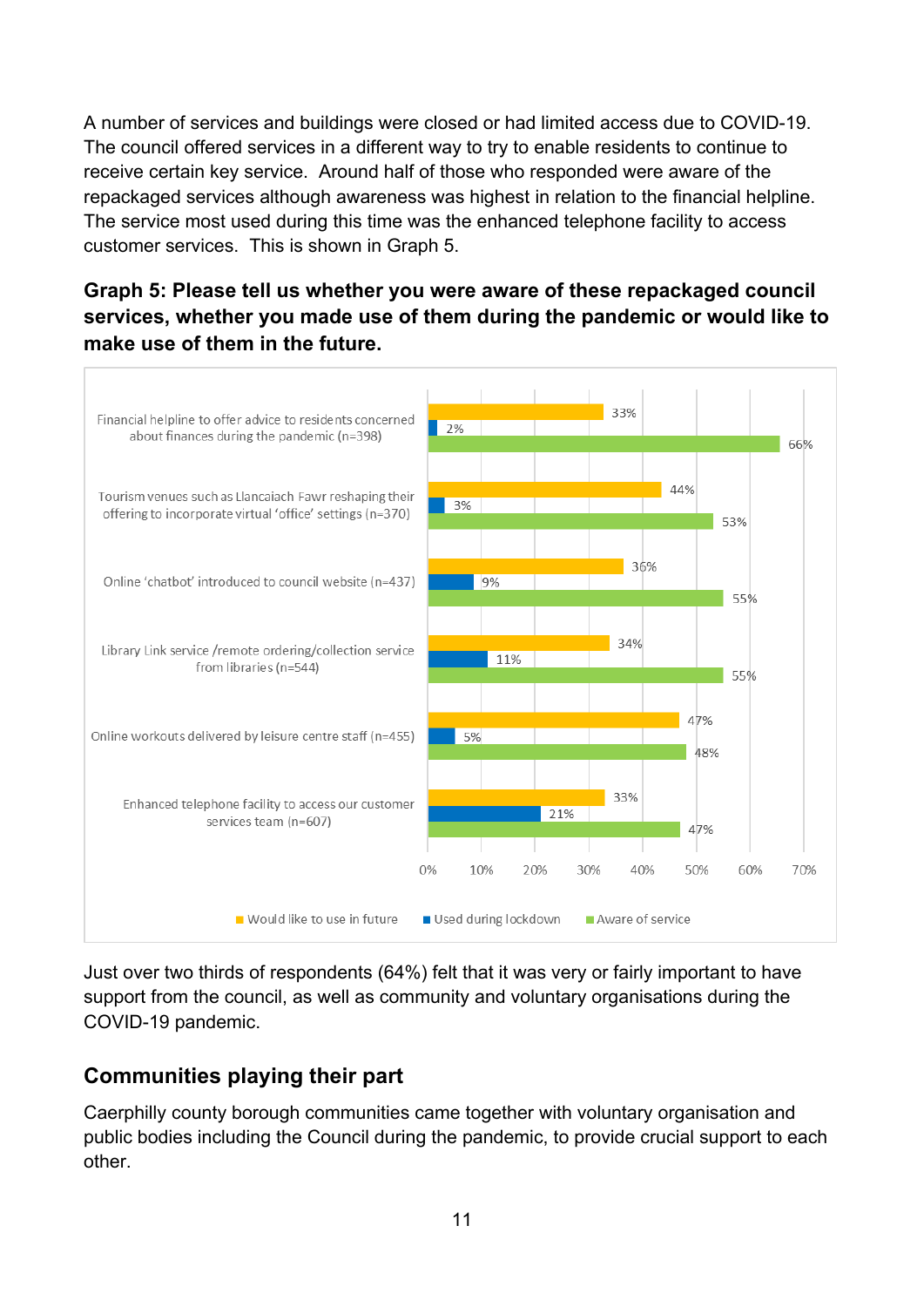A number of services and buildings were closed or had limited access due to COVID-19. The council offered services in a different way to try to enable residents to continue to receive certain key service. Around half of those who responded were aware of the repackaged services although awareness was highest in relation to the financial helpline. The service most used during this time was the enhanced telephone facility to access customer services. This is shown in Graph 5.

**Graph 5: Please tell us whether you were aware of these repackaged council services, whether you made use of them during the pandemic or would like to make use of them in the future.**

| Service | Would like to use in future | Used during lockdown | Aware of service |
|---|---|---|---|
| Financial helpline to offer advice to residents concerned about finances during the pandemic (n=398) | 33% | 2% | 66% |
| Tourism venues such as Llancaiach Fawr reshaping their offering to incorporate virtual 'office' settings (n=370) | 44% | 3% | 53% |
| Online 'chatbot' introduced to council website (n=437) | 36% | 9% | 55% |
| Library Link service /remote ordering/collection service from libraries (n=544) | 34% | 11% | 55% |
| Online workouts delivered by leisure centre staff (n=455) | 47% | 5% | 48% |
| Enhanced telephone facility to access our customer services team (n=607) | 33% | 21% | 47% |

Just over two thirds of respondents (64%) felt that it was very or fairly important to have support from the council, as well as community and voluntary organisations during the COVID-19 pandemic.

## Communities playing their part

Caerphilly county borough communities came together with voluntary organisation and public bodies including the Council during the pandemic, to provide crucial support to each other.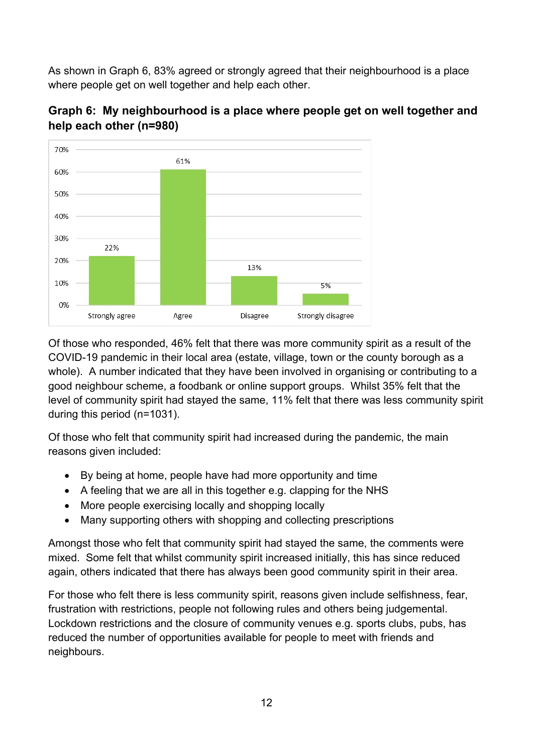As shown in Graph 6, 83% agreed or strongly agreed that their neighbourhood is a place where people get on well together and help each other.

**Graph 6: My neighbourhood is a place where people get on well together and help each other (n=980)**

| Response | Percentage |
|---|---|
| Strongly agree | 22% |
| Agree | 61% |
| Disagree | 13% |
| Strongly disagree | 5% |

Of those who responded, 46% felt that there was more community spirit as a result of the COVID-19 pandemic in their local area (estate, village, town or the county borough as a whole). A number indicated that they have been involved in organising or contributing to a good neighbour scheme, a foodbank or online support groups. Whilst 35% felt that the level of community spirit had stayed the same, 11% felt that there was less community spirit during this period (n=1031).

Of those who felt that community spirit had increased during the pandemic, the main reasons given included:

- By being at home, people have had more opportunity and time
- A feeling that we are all in this together e.g. clapping for the NHS
- More people exercising locally and shopping locally
- Many supporting others with shopping and collecting prescriptions

Amongst those who felt that community spirit had stayed the same, the comments were mixed. Some felt that whilst community spirit increased initially, this has since reduced again, others indicated that there has always been good community spirit in their area.

For those who felt there is less community spirit, reasons given include selfishness, fear, frustration with restrictions, people not following rules and others being judgemental. Lockdown restrictions and the closure of community venues e.g. sports clubs, pubs, has reduced the number of opportunities available for people to meet with friends and neighbours.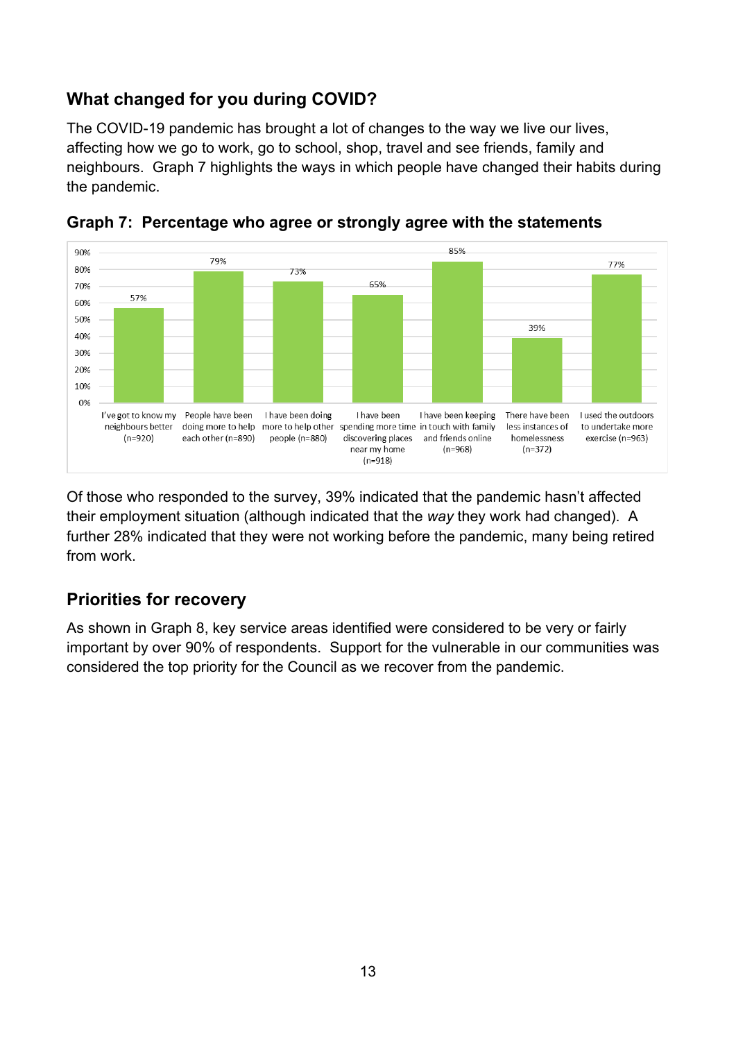## What changed for you during COVID?

The COVID-19 pandemic has brought a lot of changes to the way we live our lives, affecting how we go to work, go to school, shop, travel and see friends, family and neighbours. Graph 7 highlights the ways in which people have changed their habits during the pandemic.

**Graph 7: Percentage who agree or strongly agree with the statements**

| Statement | Percentage |
|---|---|
| I've got to know my neighbours better (n=920) | 57% |
| People have been doing more to help each other (n=890) | 79% |
| I have been doing more to help other people (n=880) | 73% |
| I have been spending more time discovering places near my home (n=918) | 65% |
| I have been keeping in touch with family and friends online (n=968) | 85% |
| There have been less instances of homelessness (n=372) | 39% |
| I used the outdoors to undertake more exercise (n=963) | 77% |

Of those who responded to the survey, 39% indicated that the pandemic hasn't affected their employment situation (although indicated that the *way* they work had changed). A further 28% indicated that they were not working before the pandemic, many being retired from work.

## Priorities for recovery

As shown in Graph 8, key service areas identified were considered to be very or fairly important by over 90% of respondents. Support for the vulnerable in our communities was considered the top priority for the Council as we recover from the pandemic.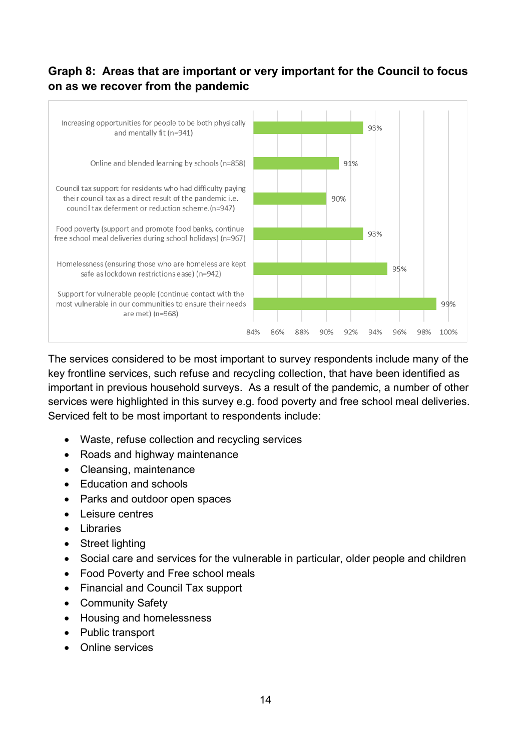**Graph 8: Areas that are important or very important for the Council to focus on as we recover from the pandemic**

| Area | % |
|---|---|
| Increasing opportunities for people to be both physically and mentally fit (n=941) | 93% |
| Online and blended learning by schools (n=858) | 91% |
| Council tax support for residents who had difficulty paying their council tax as a direct result of the pandemic i.e. council tax deferment or reduction scheme.(n=947) | 90% |
| Food poverty (support and promote food banks, continue free school meal deliveries during school holidays) (n=967) | 93% |
| Homelessness (ensuring those who are homeless are kept safe as lockdown restrictions ease) (n=942) | 95% |
| Support for vulnerable people (continue contact with the most vulnerable in our communities to ensure their needs are met) (n=968) | 99% |

The services considered to be most important to survey respondents include many of the key frontline services, such refuse and recycling collection, that have been identified as important in previous household surveys. As a result of the pandemic, a number of other services were highlighted in this survey e.g. food poverty and free school meal deliveries. Serviced felt to be most important to respondents include:

- Waste, refuse collection and recycling services
- Roads and highway maintenance
- Cleansing, maintenance
- Education and schools
- Parks and outdoor open spaces
- Leisure centres
- Libraries
- Street lighting
- Social care and services for the vulnerable in particular, older people and children
- Food Poverty and Free school meals
- Financial and Council Tax support
- Community Safety
- Housing and homelessness
- Public transport
- Online services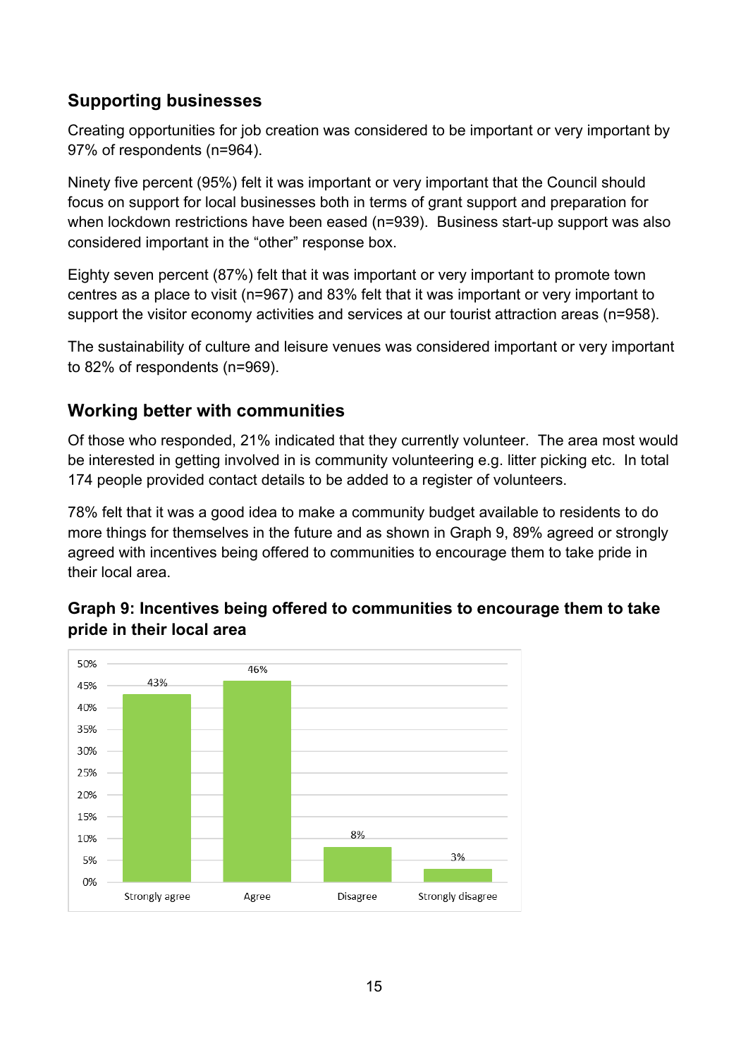## Supporting businesses

Creating opportunities for job creation was considered to be important or very important by 97% of respondents (n=964).

Ninety five percent (95%) felt it was important or very important that the Council should focus on support for local businesses both in terms of grant support and preparation for when lockdown restrictions have been eased (n=939). Business start-up support was also considered important in the "other" response box.

Eighty seven percent (87%) felt that it was important or very important to promote town centres as a place to visit (n=967) and 83% felt that it was important or very important to support the visitor economy activities and services at our tourist attraction areas (n=958).

The sustainability of culture and leisure venues was considered important or very important to 82% of respondents (n=969).

## Working better with communities

Of those who responded, 21% indicated that they currently volunteer. The area most would be interested in getting involved in is community volunteering e.g. litter picking etc. In total 174 people provided contact details to be added to a register of volunteers.

78% felt that it was a good idea to make a community budget available to residents to do more things for themselves in the future and as shown in Graph 9, 89% agreed or strongly agreed with incentives being offered to communities to encourage them to take pride in their local area.

### Graph 9: Incentives being offered to communities to encourage them to take pride in their local area

| Response | Percentage |
|---|---|
| Strongly agree | 43% |
| Agree | 46% |
| Disagree | 8% |
| Strongly disagree | 3% |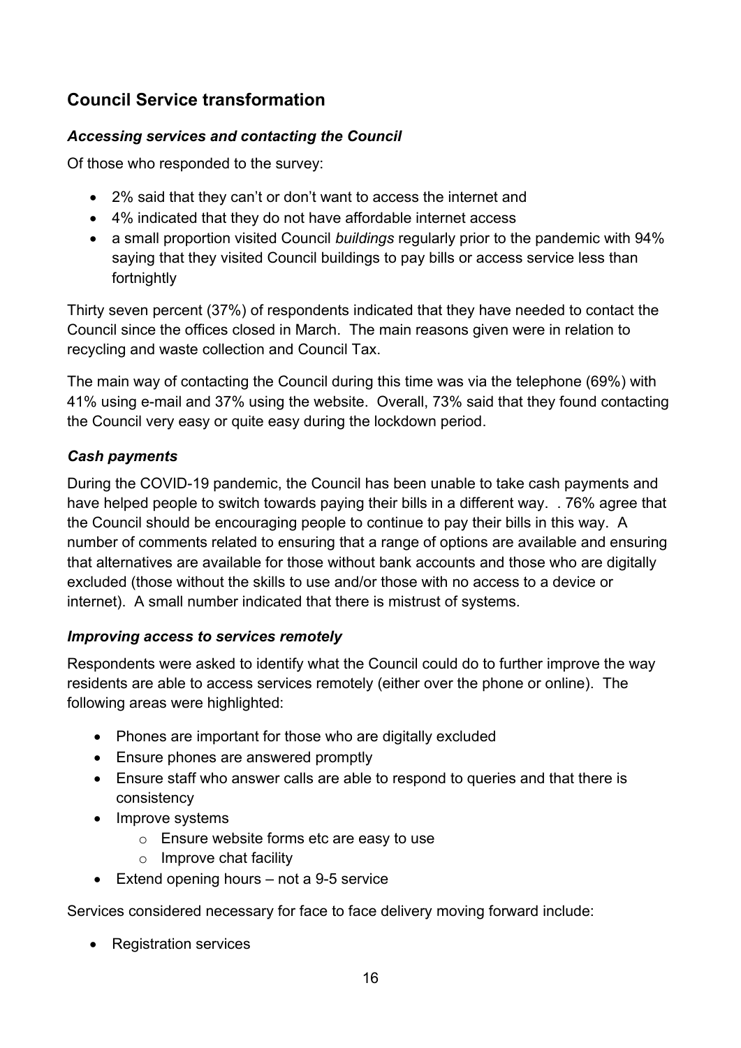## Council Service transformation

### *Accessing services and contacting the Council*

Of those who responded to the survey:

- 2% said that they can't or don't want to access the internet and
- 4% indicated that they do not have affordable internet access
- a small proportion visited Council *buildings* regularly prior to the pandemic with 94% saying that they visited Council buildings to pay bills or access service less than fortnightly

Thirty seven percent (37%) of respondents indicated that they have needed to contact the Council since the offices closed in March. The main reasons given were in relation to recycling and waste collection and Council Tax.

The main way of contacting the Council during this time was via the telephone (69%) with 41% using e-mail and 37% using the website. Overall, 73% said that they found contacting the Council very easy or quite easy during the lockdown period.

### *Cash payments*

During the COVID-19 pandemic, the Council has been unable to take cash payments and have helped people to switch towards paying their bills in a different way. . 76% agree that the Council should be encouraging people to continue to pay their bills in this way. A number of comments related to ensuring that a range of options are available and ensuring that alternatives are available for those without bank accounts and those who are digitally excluded (those without the skills to use and/or those with no access to a device or internet). A small number indicated that there is mistrust of systems.

### *Improving access to services remotely*

Respondents were asked to identify what the Council could do to further improve the way residents are able to access services remotely (either over the phone or online). The following areas were highlighted:

- Phones are important for those who are digitally excluded
- Ensure phones are answered promptly
- Ensure staff who answer calls are able to respond to queries and that there is consistency
- Improve systems
  - Ensure website forms etc are easy to use
  - Improve chat facility
- Extend opening hours – not a 9-5 service

Services considered necessary for face to face delivery moving forward include:

- Registration services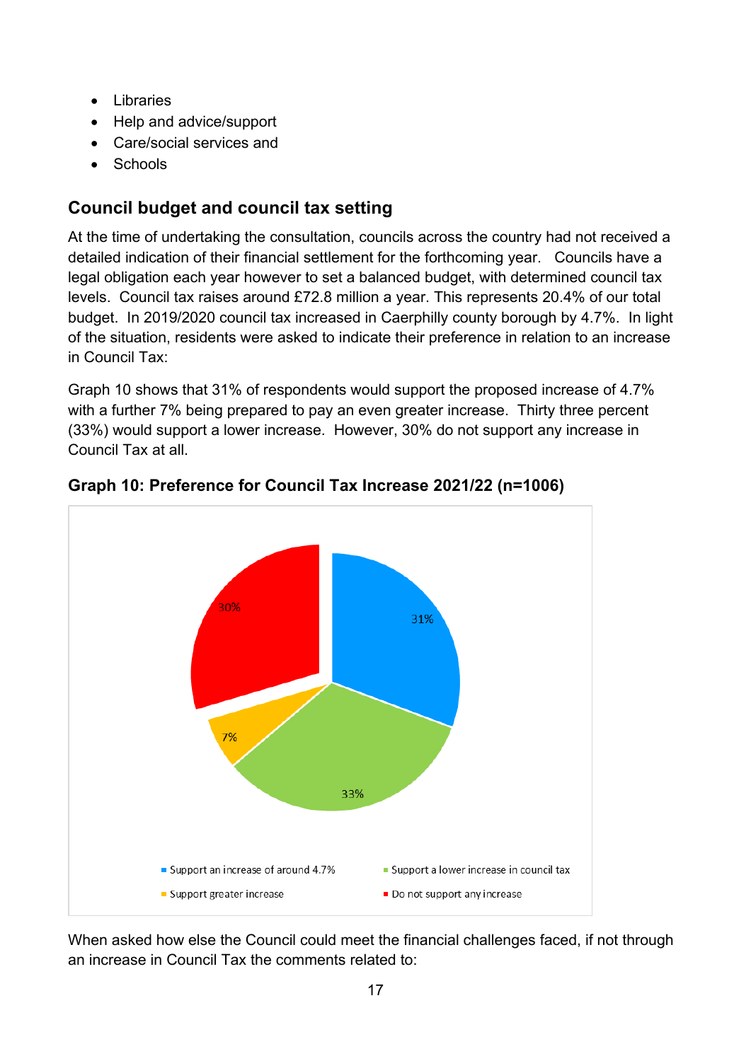- Libraries
- Help and advice/support
- Care/social services and
- Schools

## Council budget and council tax setting

At the time of undertaking the consultation, councils across the country had not received a detailed indication of their financial settlement for the forthcoming year. Councils have a legal obligation each year however to set a balanced budget, with determined council tax levels. Council tax raises around £72.8 million a year. This represents 20.4% of our total budget. In 2019/2020 council tax increased in Caerphilly county borough by 4.7%. In light of the situation, residents were asked to indicate their preference in relation to an increase in Council Tax:

Graph 10 shows that 31% of respondents would support the proposed increase of 4.7% with a further 7% being prepared to pay an even greater increase. Thirty three percent (33%) would support a lower increase. However, 30% do not support any increase in Council Tax at all.

**Graph 10: Preference for Council Tax Increase 2021/22 (n=1006)**

| Preference | % |
|---|---|
| Support an increase of around 4.7% | 31% |
| Support a lower increase in council tax | 33% |
| Support greater increase | 7% |
| Do not support any increase | 30% |

When asked how else the Council could meet the financial challenges faced, if not through an increase in Council Tax the comments related to: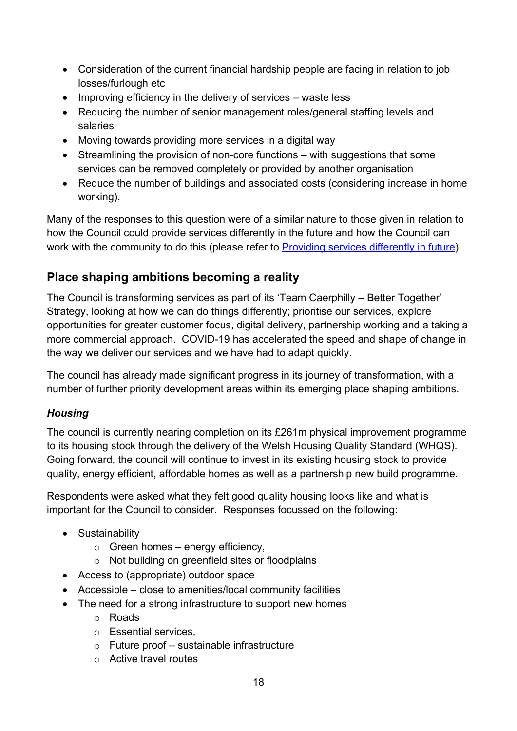- Consideration of the current financial hardship people are facing in relation to job losses/furlough etc
- Improving efficiency in the delivery of services – waste less
- Reducing the number of senior management roles/general staffing levels and salaries
- Moving towards providing more services in a digital way
- Streamlining the provision of non-core functions – with suggestions that some services can be removed completely or provided by another organisation
- Reduce the number of buildings and associated costs (considering increase in home working).

Many of the responses to this question were of a similar nature to those given in relation to how the Council could provide services differently in the future and how the Council can work with the community to do this (please refer to [Providing services differently in future](#)).

## Place shaping ambitions becoming a reality

The Council is transforming services as part of its 'Team Caerphilly – Better Together' Strategy, looking at how we can do things differently; prioritise our services, explore opportunities for greater customer focus, digital delivery, partnership working and a taking a more commercial approach. COVID-19 has accelerated the speed and shape of change in the way we deliver our services and we have had to adapt quickly.

The council has already made significant progress in its journey of transformation, with a number of further priority development areas within its emerging place shaping ambitions.

### ***Housing***

The council is currently nearing completion on its £261m physical improvement programme to its housing stock through the delivery of the Welsh Housing Quality Standard (WHQS). Going forward, the council will continue to invest in its existing housing stock to provide quality, energy efficient, affordable homes as well as a partnership new build programme.

Respondents were asked what they felt good quality housing looks like and what is important for the Council to consider. Responses focussed on the following:

- Sustainability
    - Green homes – energy efficiency,
    - Not building on greenfield sites or floodplains
- Access to (appropriate) outdoor space
- Accessible – close to amenities/local community facilities
- The need for a strong infrastructure to support new homes
    - Roads
    - Essential services,
    - Future proof – sustainable infrastructure
    - Active travel routes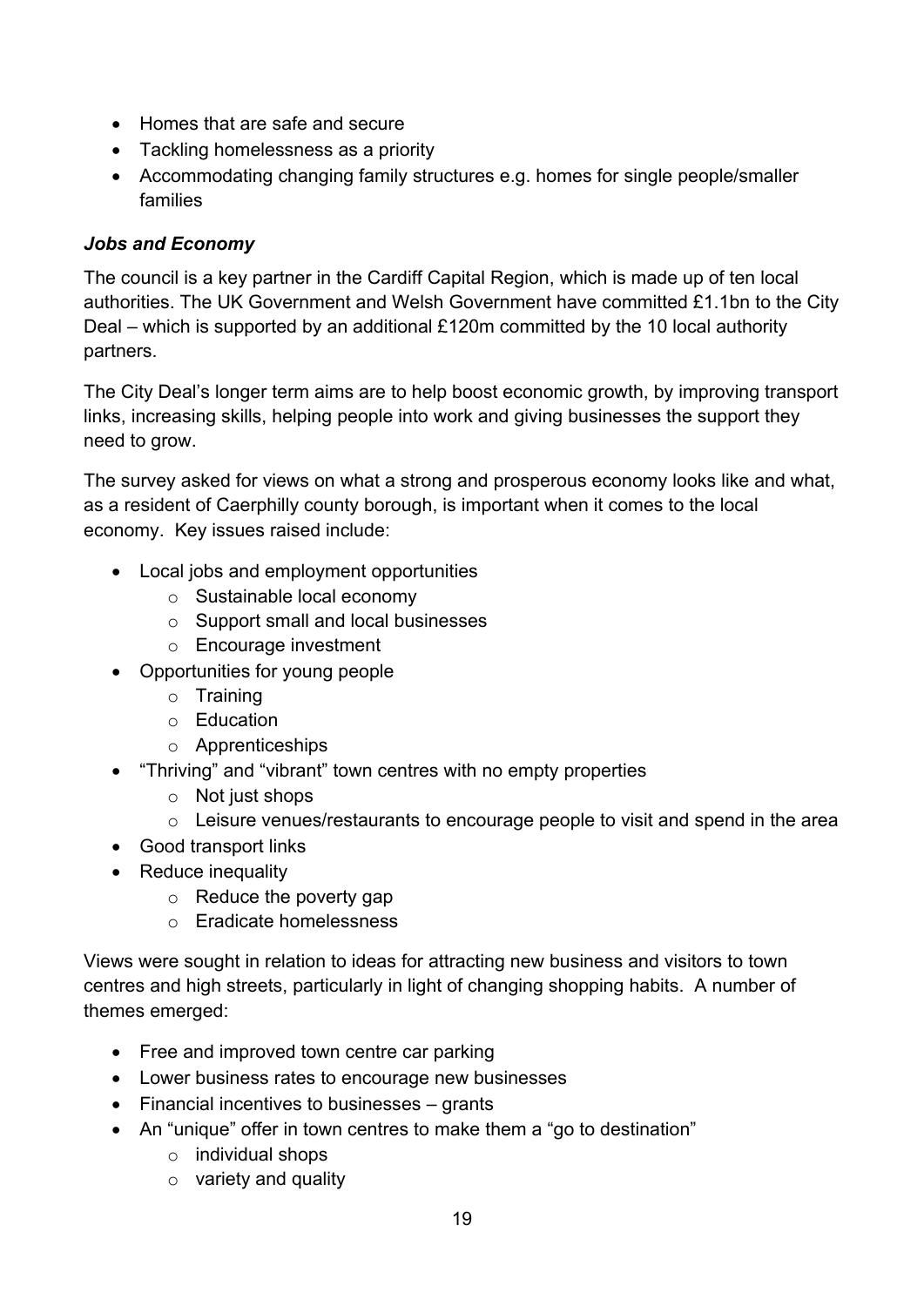- Homes that are safe and secure
- Tackling homelessness as a priority
- Accommodating changing family structures e.g. homes for single people/smaller families

***Jobs and Economy***

The council is a key partner in the Cardiff Capital Region, which is made up of ten local authorities. The UK Government and Welsh Government have committed £1.1bn to the City Deal – which is supported by an additional £120m committed by the 10 local authority partners.

The City Deal's longer term aims are to help boost economic growth, by improving transport links, increasing skills, helping people into work and giving businesses the support they need to grow.

The survey asked for views on what a strong and prosperous economy looks like and what, as a resident of Caerphilly county borough, is important when it comes to the local economy. Key issues raised include:

- Local jobs and employment opportunities
  - Sustainable local economy
  - Support small and local businesses
  - Encourage investment
- Opportunities for young people
  - Training
  - Education
  - Apprenticeships
- "Thriving" and "vibrant" town centres with no empty properties
  - Not just shops
  - Leisure venues/restaurants to encourage people to visit and spend in the area
- Good transport links
- Reduce inequality
  - Reduce the poverty gap
  - Eradicate homelessness

Views were sought in relation to ideas for attracting new business and visitors to town centres and high streets, particularly in light of changing shopping habits. A number of themes emerged:

- Free and improved town centre car parking
- Lower business rates to encourage new businesses
- Financial incentives to businesses – grants
- An "unique" offer in town centres to make them a "go to destination"
  - individual shops
  - variety and quality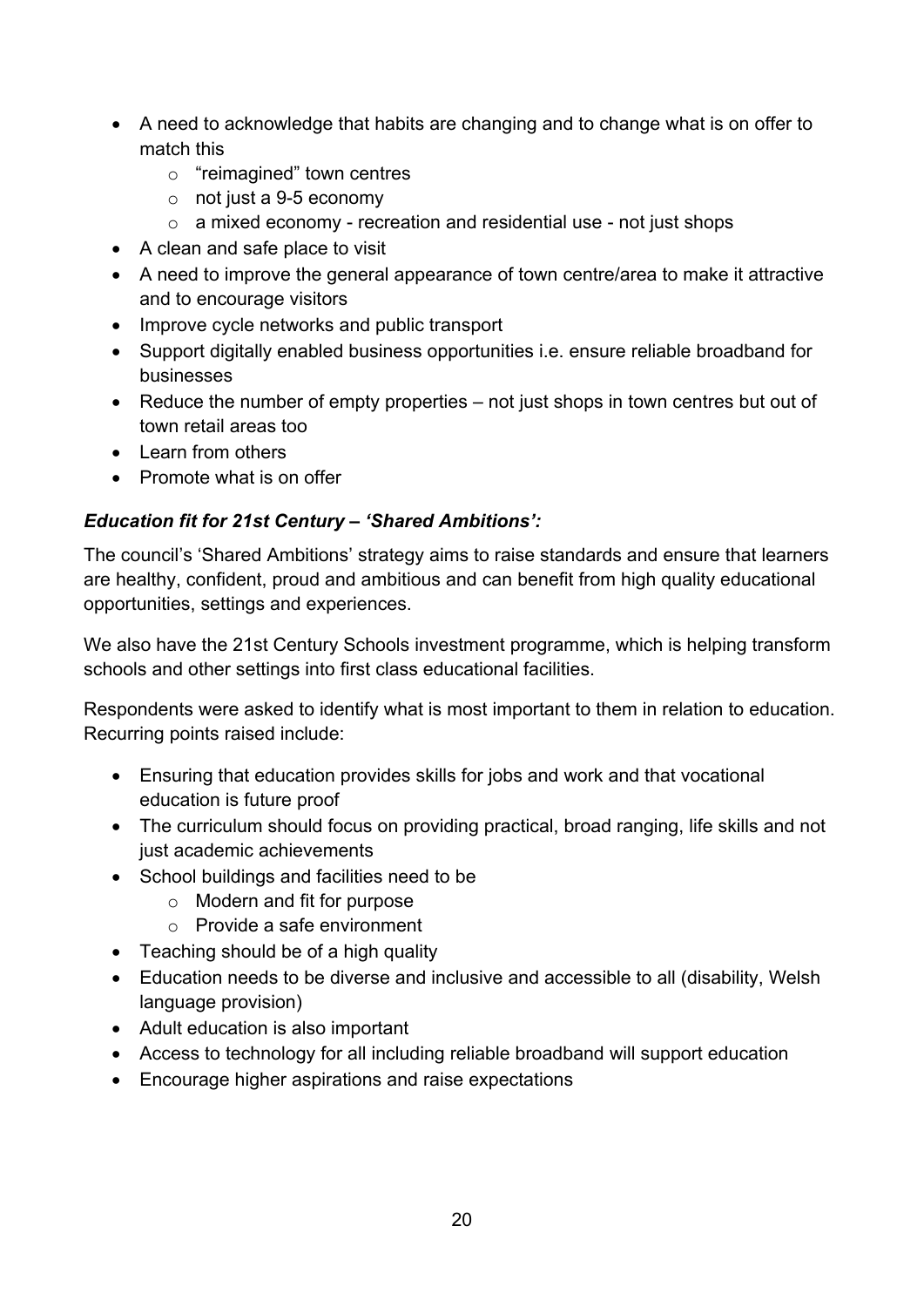- A need to acknowledge that habits are changing and to change what is on offer to match this
    - "reimagined" town centres
    - not just a 9-5 economy
    - a mixed economy - recreation and residential use - not just shops
- A clean and safe place to visit
- A need to improve the general appearance of town centre/area to make it attractive and to encourage visitors
- Improve cycle networks and public transport
- Support digitally enabled business opportunities i.e. ensure reliable broadband for businesses
- Reduce the number of empty properties – not just shops in town centres but out of town retail areas too
- Learn from others
- Promote what is on offer

***Education fit for 21st Century – 'Shared Ambitions':***

The council's 'Shared Ambitions' strategy aims to raise standards and ensure that learners are healthy, confident, proud and ambitious and can benefit from high quality educational opportunities, settings and experiences.

We also have the 21st Century Schools investment programme, which is helping transform schools and other settings into first class educational facilities.

Respondents were asked to identify what is most important to them in relation to education. Recurring points raised include:

- Ensuring that education provides skills for jobs and work and that vocational education is future proof
- The curriculum should focus on providing practical, broad ranging, life skills and not just academic achievements
- School buildings and facilities need to be
    - Modern and fit for purpose
    - Provide a safe environment
- Teaching should be of a high quality
- Education needs to be diverse and inclusive and accessible to all (disability, Welsh language provision)
- Adult education is also important
- Access to technology for all including reliable broadband will support education
- Encourage higher aspirations and raise expectations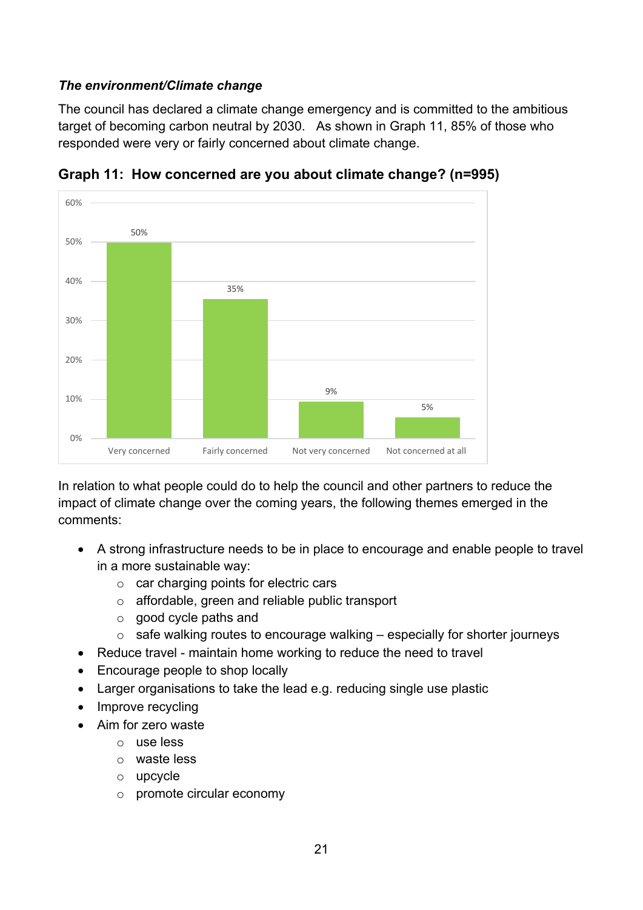***The environment/Climate change***

The council has declared a climate change emergency and is committed to the ambitious target of becoming carbon neutral by 2030. As shown in Graph 11, 85% of those who responded were very or fairly concerned about climate change.

**Graph 11: How concerned are you about climate change? (n=995)**

| Response | Percentage |
| --- | --- |
| Very concerned | 50% |
| Fairly concerned | 35% |
| Not very concerned | 9% |
| Not concerned at all | 5% |

In relation to what people could do to help the council and other partners to reduce the impact of climate change over the coming years, the following themes emerged in the comments:

- A strong infrastructure needs to be in place to encourage and enable people to travel in a more sustainable way:
  - car charging points for electric cars
  - affordable, green and reliable public transport
  - good cycle paths and
  - safe walking routes to encourage walking – especially for shorter journeys
- Reduce travel - maintain home working to reduce the need to travel
- Encourage people to shop locally
- Larger organisations to take the lead e.g. reducing single use plastic
- Improve recycling
- Aim for zero waste
  - use less
  - waste less
  - upcycle
  - promote circular economy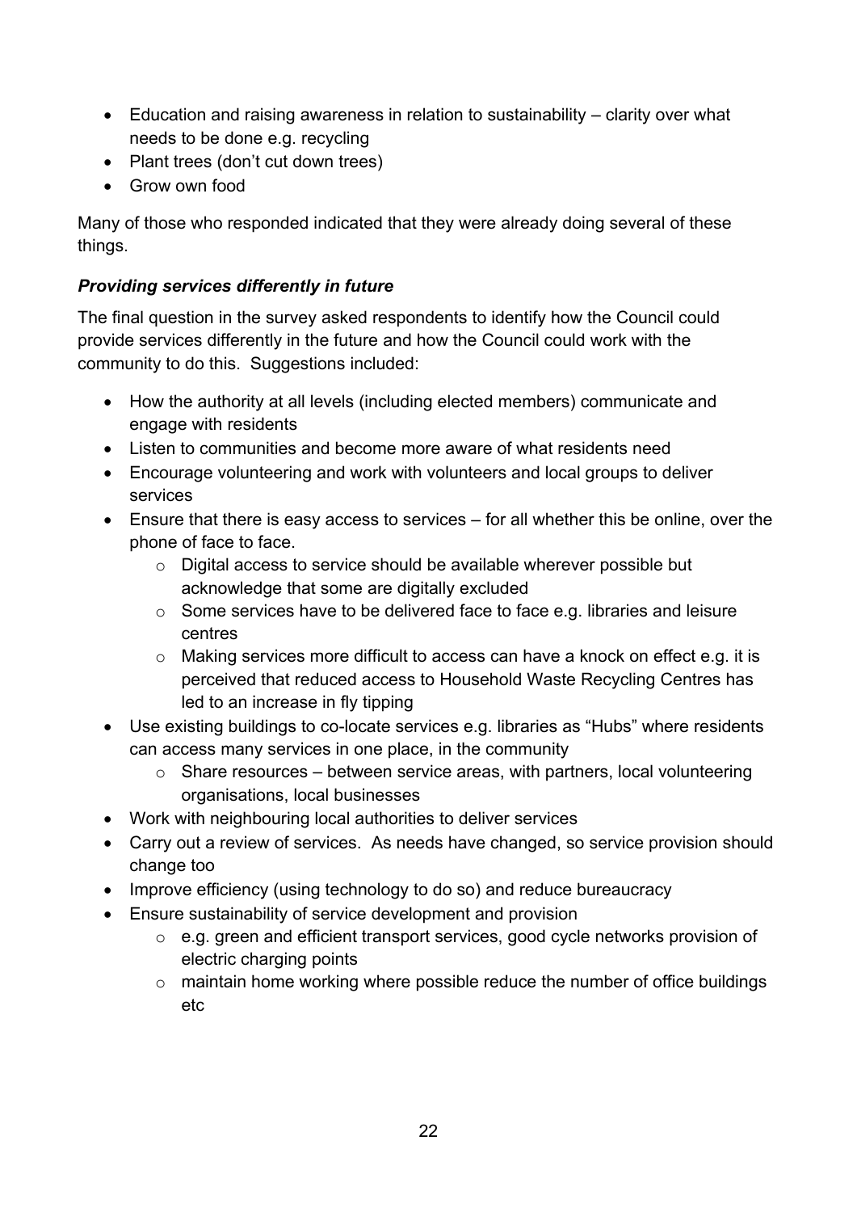- Education and raising awareness in relation to sustainability – clarity over what needs to be done e.g. recycling
- Plant trees (don't cut down trees)
- Grow own food

Many of those who responded indicated that they were already doing several of these things.

### *Providing services differently in future*

The final question in the survey asked respondents to identify how the Council could provide services differently in the future and how the Council could work with the community to do this. Suggestions included:

- How the authority at all levels (including elected members) communicate and engage with residents
- Listen to communities and become more aware of what residents need
- Encourage volunteering and work with volunteers and local groups to deliver services
- Ensure that there is easy access to services – for all whether this be online, over the phone of face to face.
    - Digital access to service should be available wherever possible but acknowledge that some are digitally excluded
    - Some services have to be delivered face to face e.g. libraries and leisure centres
    - Making services more difficult to access can have a knock on effect e.g. it is perceived that reduced access to Household Waste Recycling Centres has led to an increase in fly tipping
- Use existing buildings to co-locate services e.g. libraries as "Hubs" where residents can access many services in one place, in the community
    - Share resources – between service areas, with partners, local volunteering organisations, local businesses
- Work with neighbouring local authorities to deliver services
- Carry out a review of services. As needs have changed, so service provision should change too
- Improve efficiency (using technology to do so) and reduce bureaucracy
- Ensure sustainability of service development and provision
    - e.g. green and efficient transport services, good cycle networks provision of electric charging points
    - maintain home working where possible reduce the number of office buildings etc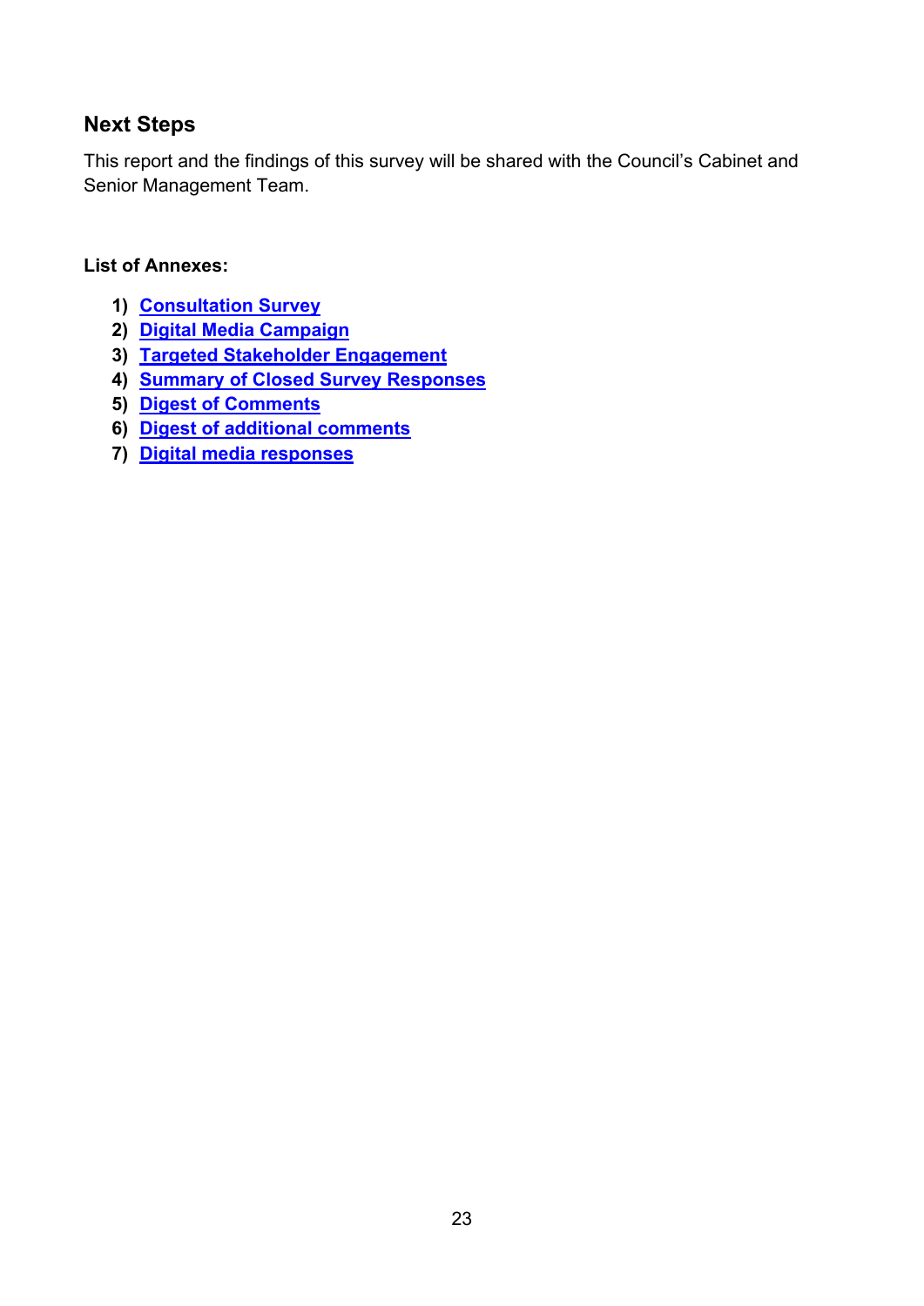## Next Steps

This report and the findings of this survey will be shared with the Council's Cabinet and Senior Management Team.

**List of Annexes:**

1) **Consultation Survey**
2) **Digital Media Campaign**
3) **Targeted Stakeholder Engagement**
4) **Summary of Closed Survey Responses**
5) **Digest of Comments**
6) **Digest of additional comments**
7) **Digital media responses**